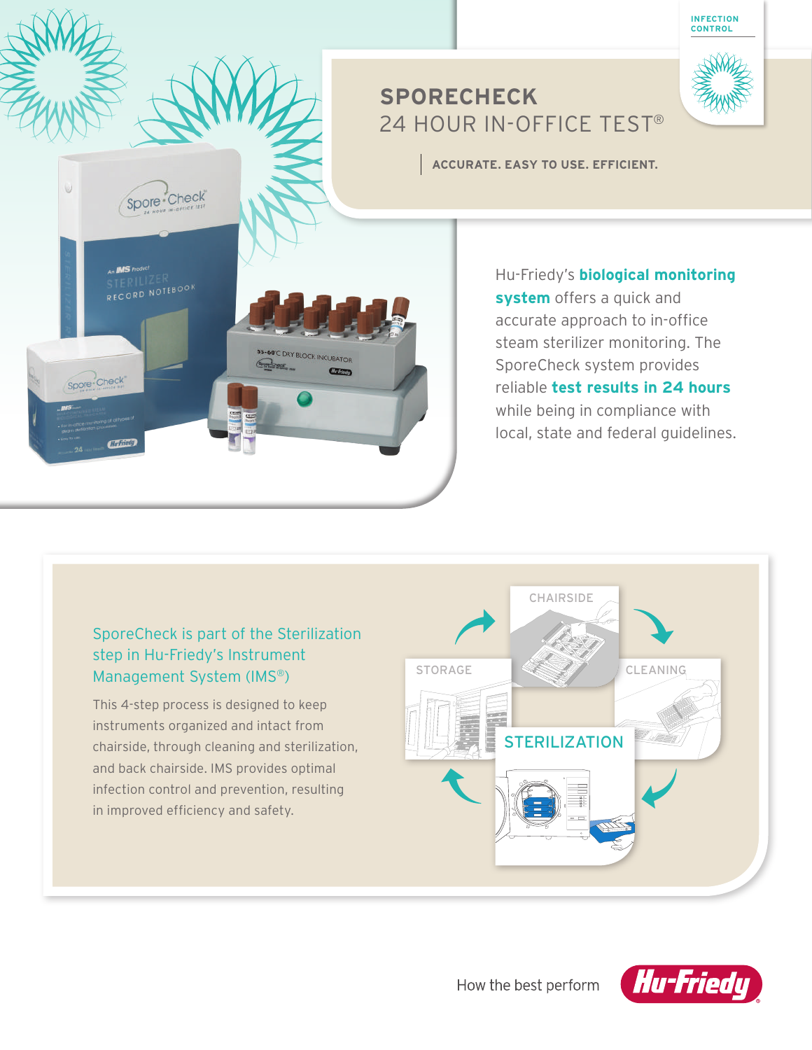INFECTION CONTROL

# SPORECHECK

## 24 HOUR IN-OFFICE TEST®

**ACCURATE. EASY TO USE. EFFICIENT.**

Hu-Friedy's **biological monitoring system** offers a quick and accurate approach to in-office steam sterilizer monitoring. The SporeCheck system provides reliable **test results in 24 hours** while being in compliance with local, state and federal guidelines.

### SporeCheck is part of the Sterilization step in Hu-Friedy's Instrument Management System (IMS®)

This 4-step process is designed to keep instruments organized and intact from chairside, through cleaning and sterilization, and back chairside. IMS provides optimal infection control and prevention, resulting in improved efficiency and safety.

CHAIRSIDE → CLEANING → STERILIZATION → STORAGE

How the best perform

Hu-Friedy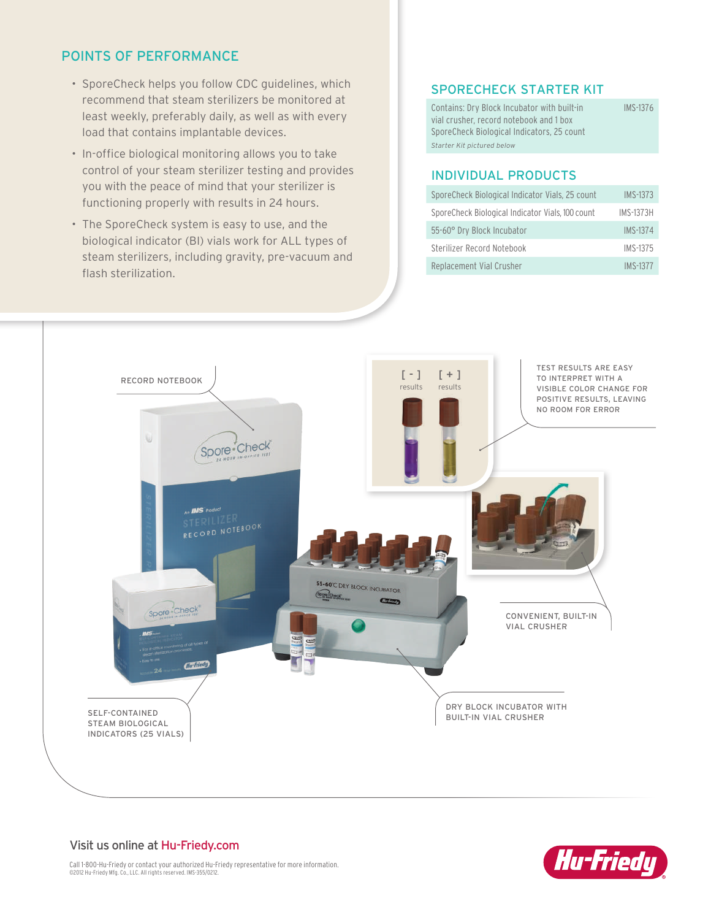## POINTS OF PERFORMANCE

- SporeCheck helps you follow CDC guidelines, which recommend that steam sterilizers be monitored at least weekly, preferably daily, as well as with every load that contains implantable devices.
- In-office biological monitoring allows you to take control of your steam sterilizer testing and provides you with the peace of mind that your sterilizer is functioning properly with results in 24 hours.
- The SporeCheck system is easy to use, and the biological indicator (BI) vials work for ALL types of steam sterilizers, including gravity, pre-vacuum and flash sterilization.

## SPORECHECK STARTER KIT

| | |
|---|---|
| Contains: Dry Block Incubator with built-in vial crusher, record notebook and 1 box SporeCheck Biological Indicators, 25 count<br>*Starter Kit pictured below* | IMS-1376 |

## INDIVIDUAL PRODUCTS

| | |
|---|---|
| SporeCheck Biological Indicator Vials, 25 count | IMS-1373 |
| SporeCheck Biological Indicator Vials, 100 count | IMS-1373H |
| 55-60° Dry Block Incubator | IMS-1374 |
| Sterilizer Record Notebook | IMS-1375 |
| Replacement Vial Crusher | IMS-1377 |

RECORD NOTEBOOK

[ - ] results

[ + ] results

TEST RESULTS ARE EASY TO INTERPRET WITH A VISIBLE COLOR CHANGE FOR POSITIVE RESULTS, LEAVING NO ROOM FOR ERROR

CONVENIENT, BUILT-IN VIAL CRUSHER

SELF-CONTAINED STEAM BIOLOGICAL INDICATORS (25 VIALS)

DRY BLOCK INCUBATOR WITH BUILT-IN VIAL CRUSHER

Visit us online at Hu-Friedy.com

Call 1-800-Hu-Friedy or contact your authorized Hu-Friedy representative for more information.
©2012 Hu-Friedy Mfg. Co., LLC. All rights reserved. IMS-355/0212.

Hu-Friedy